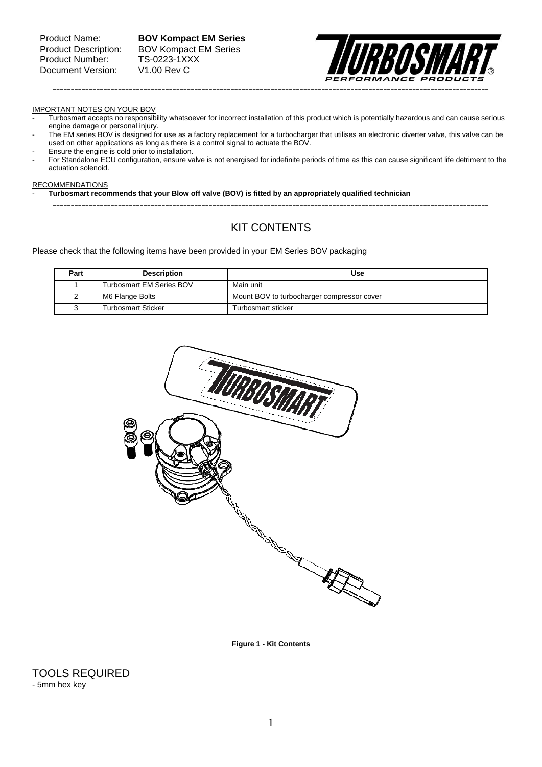Product Name: **BOV Kompact EM Series**
Product Description: BOV Kompact EM Series
Product Number: TS-0223-1XXX
Document Version: V1.00 Rev C

IMPORTANT NOTES ON YOUR BOV

- Turbosmart accepts no responsibility whatsoever for incorrect installation of this product which is potentially hazardous and can cause serious engine damage or personal injury.
- The EM series BOV is designed for use as a factory replacement for a turbocharger that utilises an electronic diverter valve, this valve can be used on other applications as long as there is a control signal to actuate the BOV.
- Ensure the engine is cold prior to installation.
- For Standalone ECU configuration, ensure valve is not energised for indefinite periods of time as this can cause significant life detriment to the actuation solenoid.

RECOMMENDATIONS

- **Turbosmart recommends that your Blow off valve (BOV) is fitted by an appropriately qualified technician**

## KIT CONTENTS

Please check that the following items have been provided in your EM Series BOV packaging

| Part | Description | Use |
|---|---|---|
| 1 | Turbosmart EM Series BOV | Main unit |
| 2 | M6 Flange Bolts | Mount BOV to turbocharger compressor cover |
| 3 | Turbosmart Sticker | Turbosmart sticker |

**Figure 1 - Kit Contents**

## TOOLS REQUIRED

- 5mm hex key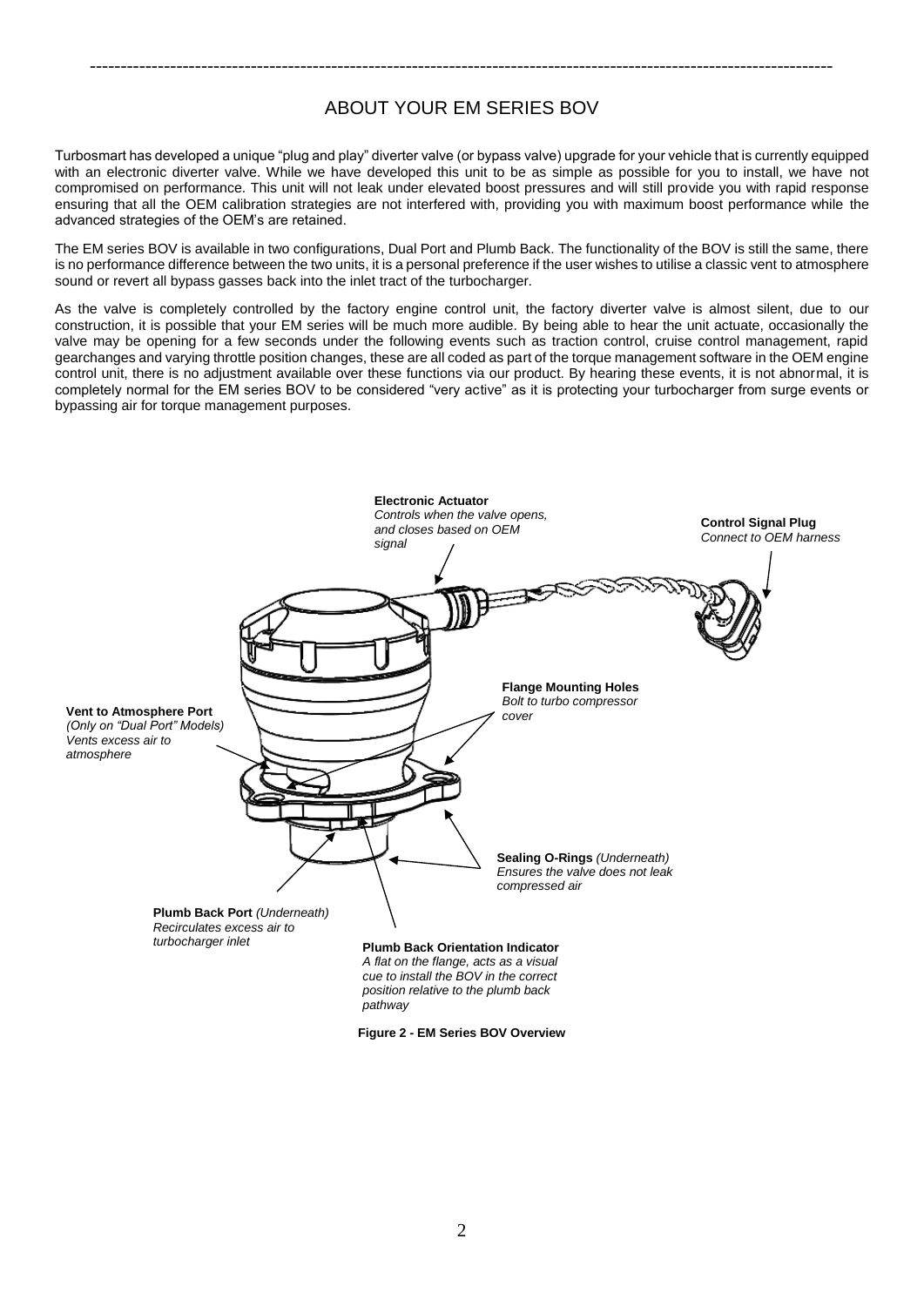## ABOUT YOUR EM SERIES BOV

Turbosmart has developed a unique "plug and play" diverter valve (or bypass valve) upgrade for your vehicle that is currently equipped with an electronic diverter valve. While we have developed this unit to be as simple as possible for you to install, we have not compromised on performance. This unit will not leak under elevated boost pressures and will still provide you with rapid response ensuring that all the OEM calibration strategies are not interfered with, providing you with maximum boost performance while the advanced strategies of the OEM's are retained.

The EM series BOV is available in two configurations, Dual Port and Plumb Back. The functionality of the BOV is still the same, there is no performance difference between the two units, it is a personal preference if the user wishes to utilise a classic vent to atmosphere sound or revert all bypass gasses back into the inlet tract of the turbocharger.

As the valve is completely controlled by the factory engine control unit, the factory diverter valve is almost silent, due to our construction, it is possible that your EM series will be much more audible. By being able to hear the unit actuate, occasionally the valve may be opening for a few seconds under the following events such as traction control, cruise control management, rapid gearchanges and varying throttle position changes, these are all coded as part of the torque management software in the OEM engine control unit, there is no adjustment available over these functions via our product. By hearing these events, it is not abnormal, it is completely normal for the EM series BOV to be considered "very active" as it is protecting your turbocharger from surge events or bypassing air for torque management purposes.

**Electronic Actuator**
*Controls when the valve opens, and closes based on OEM signal*

**Control Signal Plug**
*Connect to OEM harness*

**Flange Mounting Holes**
*Bolt to turbo compressor cover*

**Vent to Atmosphere Port**
*(Only on "Dual Port" Models)*
*Vents excess air to atmosphere*

**Sealing O-Rings** *(Underneath)*
*Ensures the valve does not leak compressed air*

**Plumb Back Port** *(Underneath)*
*Recirculates excess air to turbocharger inlet*

**Plumb Back Orientation Indicator**
*A flat on the flange, acts as a visual cue to install the BOV in the correct position relative to the plumb back pathway*

**Figure 2 - EM Series BOV Overview**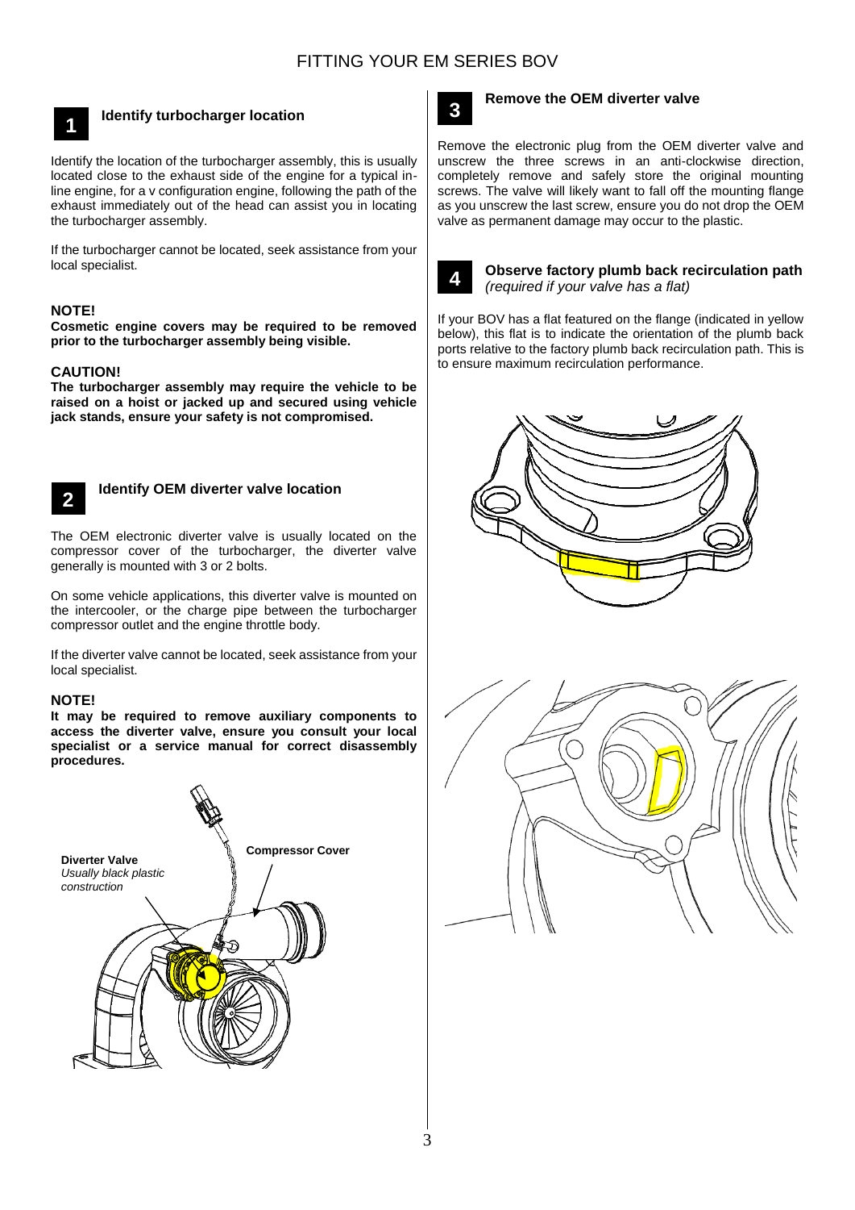# FITTING YOUR EM SERIES BOV

## 1 Identify turbocharger location

Identify the location of the turbocharger assembly, this is usually located close to the exhaust side of the engine for a typical in-line engine, for a v configuration engine, following the path of the exhaust immediately out of the head can assist you in locating the turbocharger assembly.

If the turbocharger cannot be located, seek assistance from your local specialist.

**NOTE!**
**Cosmetic engine covers may be required to be removed prior to the turbocharger assembly being visible.**

**CAUTION!**
**The turbocharger assembly may require the vehicle to be raised on a hoist or jacked up and secured using vehicle jack stands, ensure your safety is not compromised.**

## 2 Identify OEM diverter valve location

The OEM electronic diverter valve is usually located on the compressor cover of the turbocharger, the diverter valve generally is mounted with 3 or 2 bolts.

On some vehicle applications, this diverter valve is mounted on the intercooler, or the charge pipe between the turbocharger compressor outlet and the engine throttle body.

If the diverter valve cannot be located, seek assistance from your local specialist.

**NOTE!**
**It may be required to remove auxiliary components to access the diverter valve, ensure you consult your local specialist or a service manual for correct disassembly procedures.**

**Diverter Valve**
*Usually black plastic construction*

**Compressor Cover**

## 3 Remove the OEM diverter valve

Remove the electronic plug from the OEM diverter valve and unscrew the three screws in an anti-clockwise direction, completely remove and safely store the original mounting screws. The valve will likely want to fall off the mounting flange as you unscrew the last screw, ensure you do not drop the OEM valve as permanent damage may occur to the plastic.

## 4 Observe factory plumb back recirculation path *(required if your valve has a flat)*

If your BOV has a flat featured on the flange (indicated in yellow below), this flat is to indicate the orientation of the plumb back ports relative to the factory plumb back recirculation path. This is to ensure maximum recirculation performance.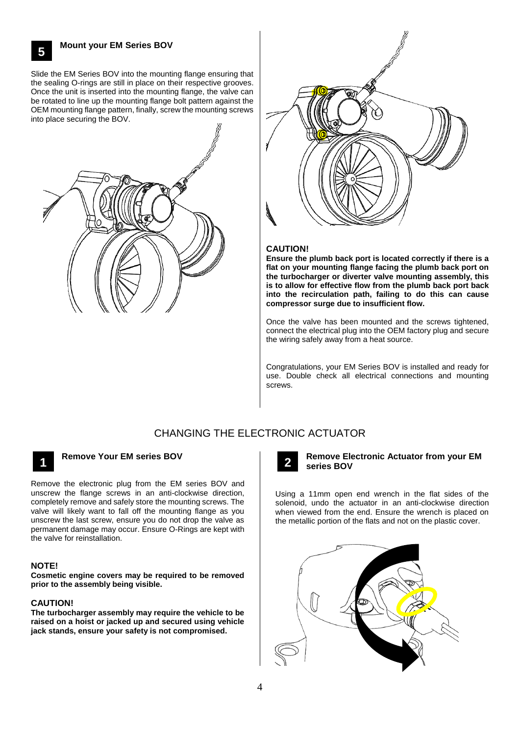## 5 Mount your EM Series BOV

Slide the EM Series BOV into the mounting flange ensuring that the sealing O-rings are still in place on their respective grooves. Once the unit is inserted into the mounting flange, the valve can be rotated to line up the mounting flange bolt pattern against the OEM mounting flange pattern, finally, screw the mounting screws into place securing the BOV.

**CAUTION!**

**Ensure the plumb back port is located correctly if there is a flat on your mounting flange facing the plumb back port on the turbocharger or diverter valve mounting assembly, this is to allow for effective flow from the plumb back port back into the recirculation path, failing to do this can cause compressor surge due to insufficient flow.**

Once the valve has been mounted and the screws tightened, connect the electrical plug into the OEM factory plug and secure the wiring safely away from a heat source.

Congratulations, your EM Series BOV is installed and ready for use. Double check all electrical connections and mounting screws.

# CHANGING THE ELECTRONIC ACTUATOR

## 1 Remove Your EM series BOV

Remove the electronic plug from the EM series BOV and unscrew the flange screws in an anti-clockwise direction, completely remove and safely store the mounting screws. The valve will likely want to fall off the mounting flange as you unscrew the last screw, ensure you do not drop the valve as permanent damage may occur. Ensure O-Rings are kept with the valve for reinstallation.

**NOTE!**

**Cosmetic engine covers may be required to be removed prior to the assembly being visible.**

**CAUTION!**

**The turbocharger assembly may require the vehicle to be raised on a hoist or jacked up and secured using vehicle jack stands, ensure your safety is not compromised.**

## 2 Remove Electronic Actuator from your EM series BOV

Using a 11mm open end wrench in the flat sides of the solenoid, undo the actuator in an anti-clockwise direction when viewed from the end. Ensure the wrench is placed on the metallic portion of the flats and not on the plastic cover.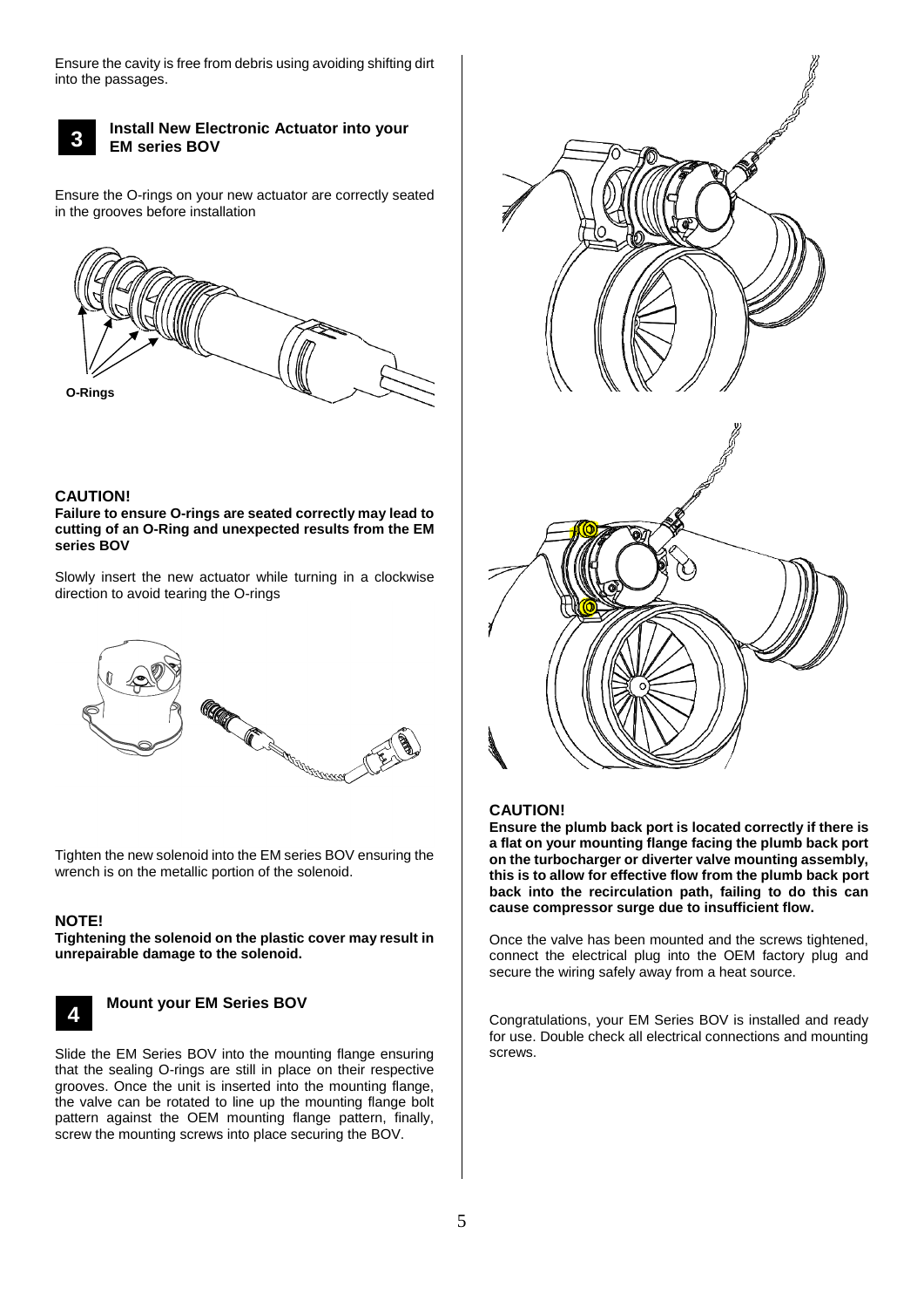Ensure the cavity is free from debris using avoiding shifting dirt into the passages.

## 3 Install New Electronic Actuator into your EM series BOV

Ensure the O-rings on your new actuator are correctly seated in the grooves before installation

O-Rings

**CAUTION!**

**Failure to ensure O-rings are seated correctly may lead to cutting of an O-Ring and unexpected results from the EM series BOV**

Slowly insert the new actuator while turning in a clockwise direction to avoid tearing the O-rings

Tighten the new solenoid into the EM series BOV ensuring the wrench is on the metallic portion of the solenoid.

**NOTE!**

**Tightening the solenoid on the plastic cover may result in unrepairable damage to the solenoid.**

## 4 Mount your EM Series BOV

Slide the EM Series BOV into the mounting flange ensuring that the sealing O-rings are still in place on their respective grooves. Once the unit is inserted into the mounting flange, the valve can be rotated to line up the mounting flange bolt pattern against the OEM mounting flange pattern, finally, screw the mounting screws into place securing the BOV.

**CAUTION!**

**Ensure the plumb back port is located correctly if there is a flat on your mounting flange facing the plumb back port on the turbocharger or diverter valve mounting assembly, this is to allow for effective flow from the plumb back port back into the recirculation path, failing to do this can cause compressor surge due to insufficient flow.**

Once the valve has been mounted and the screws tightened, connect the electrical plug into the OEM factory plug and secure the wiring safely away from a heat source.

Congratulations, your EM Series BOV is installed and ready for use. Double check all electrical connections and mounting screws.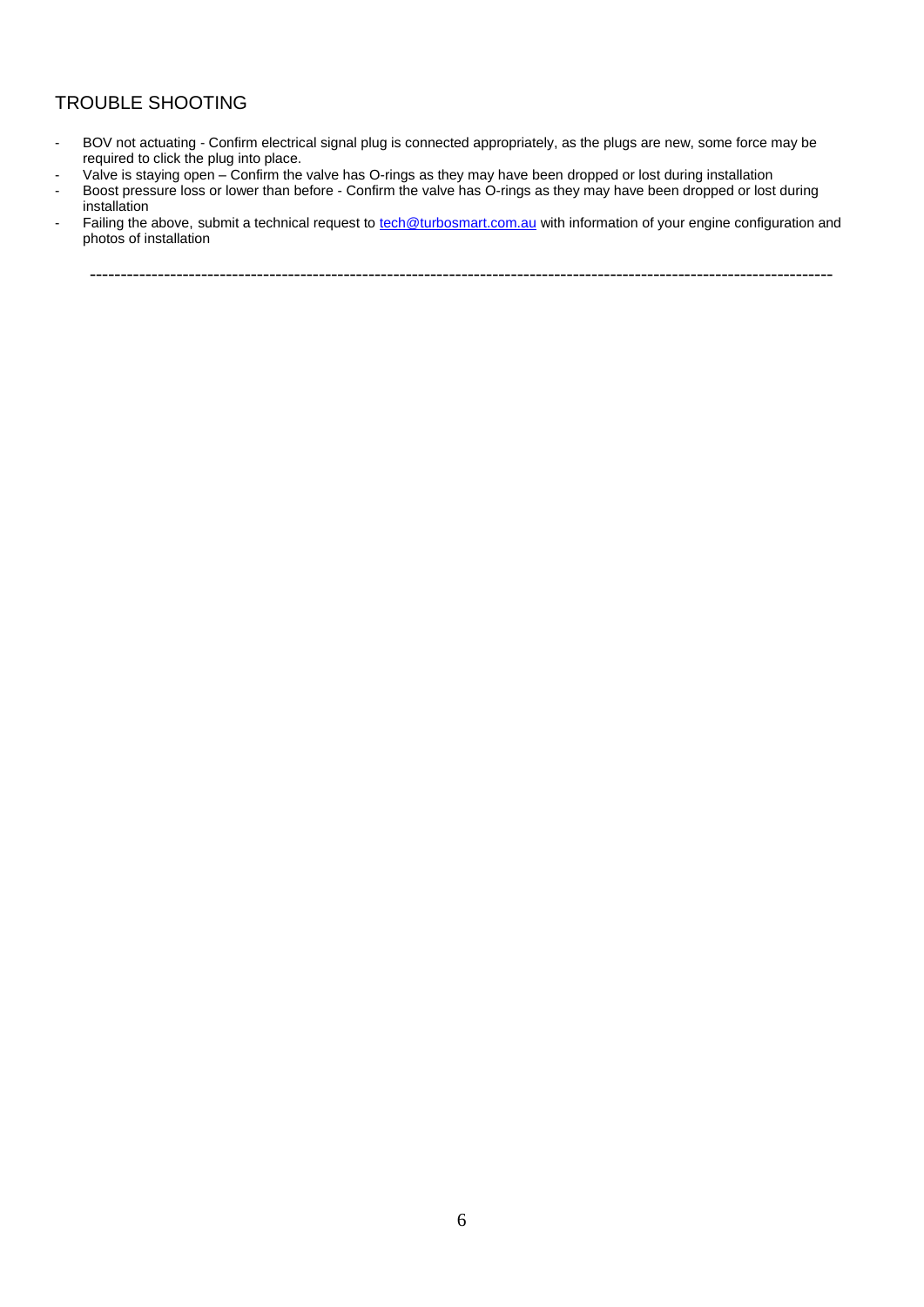## TROUBLE SHOOTING

- BOV not actuating - Confirm electrical signal plug is connected appropriately, as the plugs are new, some force may be required to click the plug into place.
- Valve is staying open – Confirm the valve has O-rings as they may have been dropped or lost during installation
- Boost pressure loss or lower than before - Confirm the valve has O-rings as they may have been dropped or lost during installation
- Failing the above, submit a technical request to tech@turbosmart.com.au with information of your engine configuration and photos of installation

---